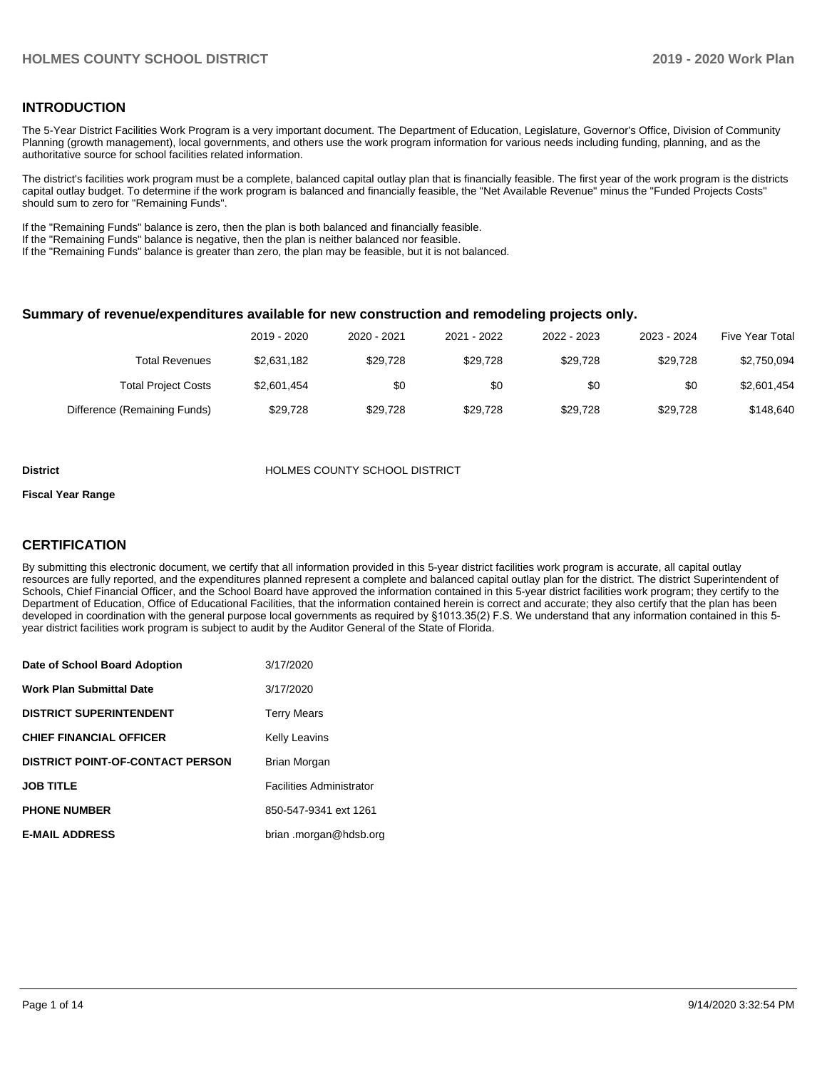## INTRODUCTION

The 5-Year District Facilities Work Program is a very important document. The Department of Education, Legislature, Governor's Office, Division of Community Planning (growth management), local governments, and others use the work program information for various needs including funding, planning, and as the authoritative source for school facilities related information.

The district's facilities work program must be a complete, balanced capital outlay plan that is financially feasible. The first year of the work program is the districts capital outlay budget. To determine if the work program is balanced and financially feasible, the "Net Available Revenue" minus the "Funded Projects Costs" should sum to zero for "Remaining Funds".

If the "Remaining Funds" balance is zero, then the plan is both balanced and financially feasible.
If the "Remaining Funds" balance is negative, then the plan is neither balanced nor feasible.
If the "Remaining Funds" balance is greater than zero, the plan may be feasible, but it is not balanced.

### Summary of revenue/expenditures available for new construction and remodeling projects only.

| | 2019 - 2020 | 2020 - 2021 | 2021 - 2022 | 2022 - 2023 | 2023 - 2024 | Five Year Total |
|---|---|---|---|---|---|---|
| Total Revenues | $2,631,182 | $29,728 | $29,728 | $29,728 | $29,728 | $2,750,094 |
| Total Project Costs | $2,601,454 | $0 | $0 | $0 | $0 | $2,601,454 |
| Difference (Remaining Funds) | $29,728 | $29,728 | $29,728 | $29,728 | $29,728 | $148,640 |

**District** HOLMES COUNTY SCHOOL DISTRICT

**Fiscal Year Range**

## CERTIFICATION

By submitting this electronic document, we certify that all information provided in this 5-year district facilities work program is accurate, all capital outlay resources are fully reported, and the expenditures planned represent a complete and balanced capital outlay plan for the district. The district Superintendent of Schools, Chief Financial Officer, and the School Board have approved the information contained in this 5-year district facilities work program; they certify to the Department of Education, Office of Educational Facilities, that the information contained herein is correct and accurate; they also certify that the plan has been developed in coordination with the general purpose local governments as required by §1013.35(2) F.S. We understand that any information contained in this 5-year district facilities work program is subject to audit by the Auditor General of the State of Florida.

| | |
|---|---|
| **Date of School Board Adoption** | 3/17/2020 |
| **Work Plan Submittal Date** | 3/17/2020 |
| **DISTRICT SUPERINTENDENT** | Terry Mears |
| **CHIEF FINANCIAL OFFICER** | Kelly Leavins |
| **DISTRICT POINT-OF-CONTACT PERSON** | Brian Morgan |
| **JOB TITLE** | Facilities Administrator |
| **PHONE NUMBER** | 850-547-9341 ext 1261 |
| **E-MAIL ADDRESS** | brian .morgan@hdsb.org |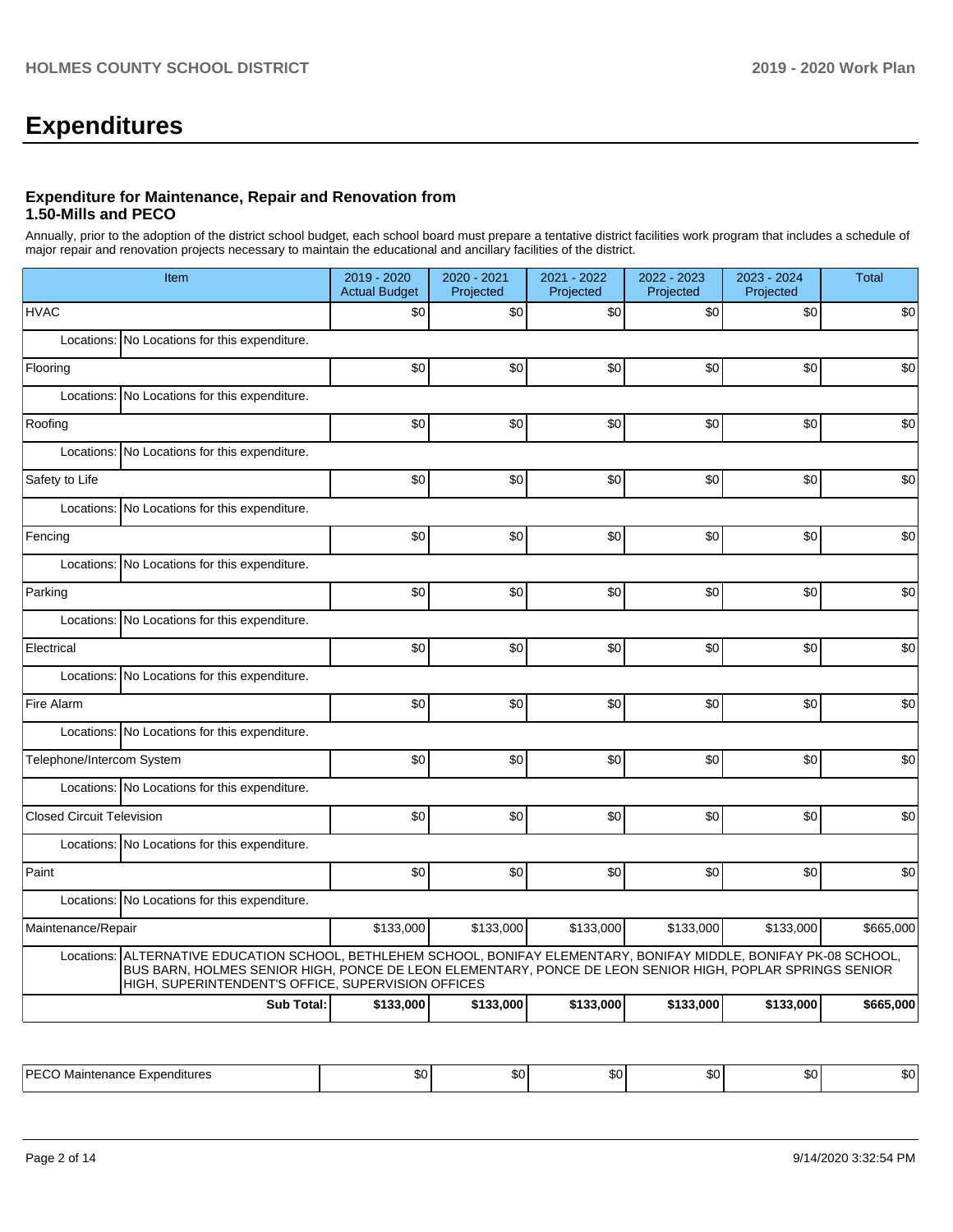# Expenditures

### Expenditure for Maintenance, Repair and Renovation from 1.50-Mills and PECO

Annually, prior to the adoption of the district school budget, each school board must prepare a tentative district facilities work program that includes a schedule of major repair and renovation projects necessary to maintain the educational and ancillary facilities of the district.

| Item | 2019 - 2020 Actual Budget | 2020 - 2021 Projected | 2021 - 2022 Projected | 2022 - 2023 Projected | 2023 - 2024 Projected | Total |
|---|---|---|---|---|---|---|
| HVAC | $0 | $0 | $0 | $0 | $0 | $0 |
| Locations: No Locations for this expenditure. | | | | | | |
| Flooring | $0 | $0 | $0 | $0 | $0 | $0 |
| Locations: No Locations for this expenditure. | | | | | | |
| Roofing | $0 | $0 | $0 | $0 | $0 | $0 |
| Locations: No Locations for this expenditure. | | | | | | |
| Safety to Life | $0 | $0 | $0 | $0 | $0 | $0 |
| Locations: No Locations for this expenditure. | | | | | | |
| Fencing | $0 | $0 | $0 | $0 | $0 | $0 |
| Locations: No Locations for this expenditure. | | | | | | |
| Parking | $0 | $0 | $0 | $0 | $0 | $0 |
| Locations: No Locations for this expenditure. | | | | | | |
| Electrical | $0 | $0 | $0 | $0 | $0 | $0 |
| Locations: No Locations for this expenditure. | | | | | | |
| Fire Alarm | $0 | $0 | $0 | $0 | $0 | $0 |
| Locations: No Locations for this expenditure. | | | | | | |
| Telephone/Intercom System | $0 | $0 | $0 | $0 | $0 | $0 |
| Locations: No Locations for this expenditure. | | | | | | |
| Closed Circuit Television | $0 | $0 | $0 | $0 | $0 | $0 |
| Locations: No Locations for this expenditure. | | | | | | |
| Paint | $0 | $0 | $0 | $0 | $0 | $0 |
| Locations: No Locations for this expenditure. | | | | | | |
| Maintenance/Repair | $133,000 | $133,000 | $133,000 | $133,000 | $133,000 | $665,000 |
| Locations: ALTERNATIVE EDUCATION SCHOOL, BETHLEHEM SCHOOL, BONIFAY ELEMENTARY, BONIFAY MIDDLE, BONIFAY PK-08 SCHOOL, BUS BARN, HOLMES SENIOR HIGH, PONCE DE LEON ELEMENTARY, PONCE DE LEON SENIOR HIGH, POPLAR SPRINGS SENIOR HIGH, SUPERINTENDENT'S OFFICE, SUPERVISION OFFICES | | | | | | |
| **Sub Total:** | **$133,000** | **$133,000** | **$133,000** | **$133,000** | **$133,000** | **$665,000** |

| | | | | | | |
|---|---|---|---|---|---|---|
| PECO Maintenance Expenditures | $0 | $0 | $0 | $0 | $0 | $0 |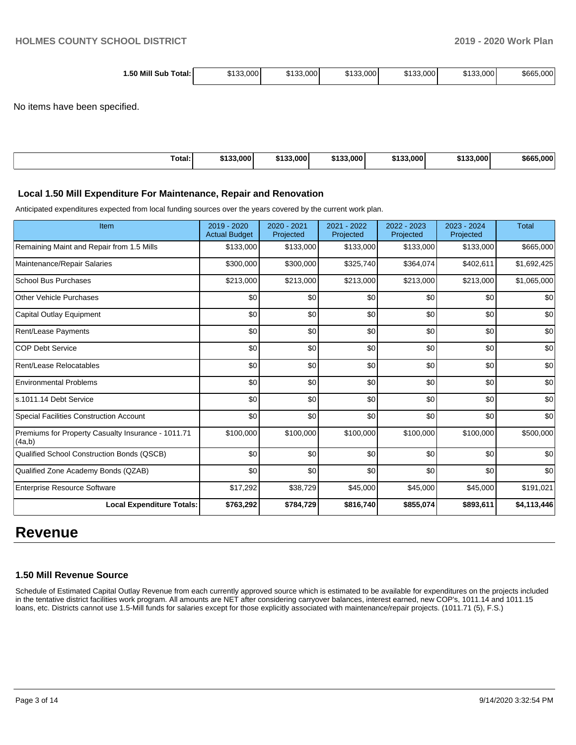| 1.50 Mill Sub Total: | $133,000 | $133,000 | $133,000 | $133,000 | $133,000 | $665,000 |
|---|---|---|---|---|---|---|

No items have been specified.

| Total: | **$133,000** | **$133,000** | **$133,000** | **$133,000** | **$133,000** | **$665,000** |
|---|---|---|---|---|---|---|

### Local 1.50 Mill Expenditure For Maintenance, Repair and Renovation

Anticipated expenditures expected from local funding sources over the years covered by the current work plan.

| Item | 2019 - 2020 Actual Budget | 2020 - 2021 Projected | 2021 - 2022 Projected | 2022 - 2023 Projected | 2023 - 2024 Projected | Total |
|---|---|---|---|---|---|---|
| Remaining Maint and Repair from 1.5 Mills | $133,000 | $133,000 | $133,000 | $133,000 | $133,000 | $665,000 |
| Maintenance/Repair Salaries | $300,000 | $300,000 | $325,740 | $364,074 | $402,611 | $1,692,425 |
| School Bus Purchases | $213,000 | $213,000 | $213,000 | $213,000 | $213,000 | $1,065,000 |
| Other Vehicle Purchases | $0 | $0 | $0 | $0 | $0 | $0 |
| Capital Outlay Equipment | $0 | $0 | $0 | $0 | $0 | $0 |
| Rent/Lease Payments | $0 | $0 | $0 | $0 | $0 | $0 |
| COP Debt Service | $0 | $0 | $0 | $0 | $0 | $0 |
| Rent/Lease Relocatables | $0 | $0 | $0 | $0 | $0 | $0 |
| Environmental Problems | $0 | $0 | $0 | $0 | $0 | $0 |
| s.1011.14 Debt Service | $0 | $0 | $0 | $0 | $0 | $0 |
| Special Facilities Construction Account | $0 | $0 | $0 | $0 | $0 | $0 |
| Premiums for Property Casualty Insurance - 1011.71 (4a,b) | $100,000 | $100,000 | $100,000 | $100,000 | $100,000 | $500,000 |
| Qualified School Construction Bonds (QSCB) | $0 | $0 | $0 | $0 | $0 | $0 |
| Qualified Zone Academy Bonds (QZAB) | $0 | $0 | $0 | $0 | $0 | $0 |
| Enterprise Resource Software | $17,292 | $38,729 | $45,000 | $45,000 | $45,000 | $191,021 |
| **Local Expenditure Totals:** | **$763,292** | **$784,729** | **$816,740** | **$855,074** | **$893,611** | **$4,113,446** |

# Revenue

### 1.50 Mill Revenue Source

Schedule of Estimated Capital Outlay Revenue from each currently approved source which is estimated to be available for expenditures on the projects included in the tentative district facilities work program. All amounts are NET after considering carryover balances, interest earned, new COP's, 1011.14 and 1011.15 loans, etc. Districts cannot use 1.5-Mill funds for salaries except for those explicitly associated with maintenance/repair projects. (1011.71 (5), F.S.)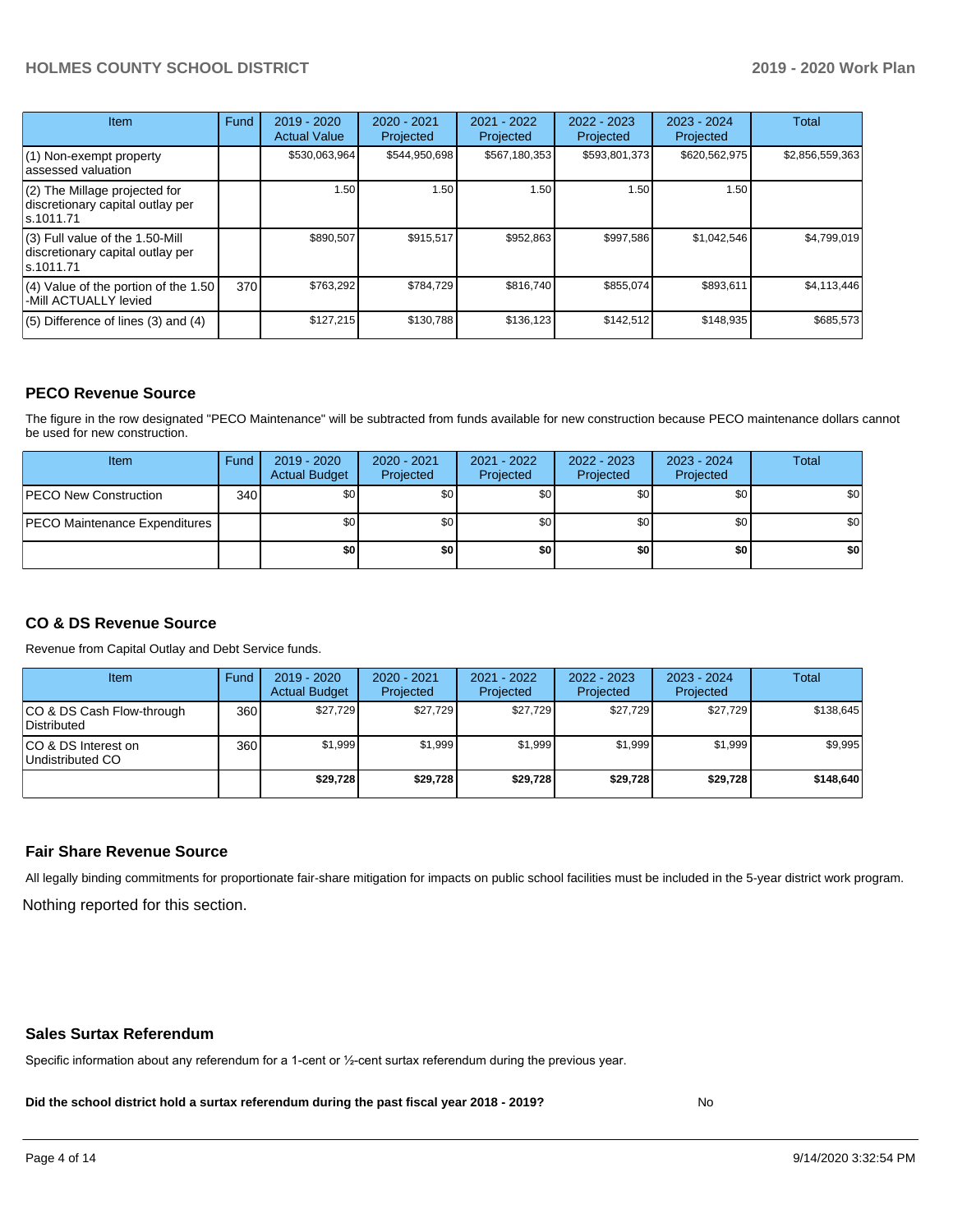| Item | Fund | 2019 - 2020 Actual Value | 2020 - 2021 Projected | 2021 - 2022 Projected | 2022 - 2023 Projected | 2023 - 2024 Projected | Total |
| --- | --- | --- | --- | --- | --- | --- | --- |
| (1) Non-exempt property assessed valuation | | $530,063,964 | $544,950,698 | $567,180,353 | $593,801,373 | $620,562,975 | $2,856,559,363 |
| (2) The Millage projected for discretionary capital outlay per s.1011.71 | | 1.50 | 1.50 | 1.50 | 1.50 | 1.50 | |
| (3) Full value of the 1.50-Mill discretionary capital outlay per s.1011.71 | | $890,507 | $915,517 | $952,863 | $997,586 | $1,042,546 | $4,799,019 |
| (4) Value of the portion of the 1.50 -Mill ACTUALLY levied | 370 | $763,292 | $784,729 | $816,740 | $855,074 | $893,611 | $4,113,446 |
| (5) Difference of lines (3) and (4) | | $127,215 | $130,788 | $136,123 | $142,512 | $148,935 | $685,573 |

## PECO Revenue Source

The figure in the row designated "PECO Maintenance" will be subtracted from funds available for new construction because PECO maintenance dollars cannot be used for new construction.

| Item | Fund | 2019 - 2020 Actual Budget | 2020 - 2021 Projected | 2021 - 2022 Projected | 2022 - 2023 Projected | 2023 - 2024 Projected | Total |
| --- | --- | --- | --- | --- | --- | --- | --- |
| PECO New Construction | 340 | $0 | $0 | $0 | $0 | $0 | $0 |
| PECO Maintenance Expenditures | | $0 | $0 | $0 | $0 | $0 | $0 |
| | | **$0** | **$0** | **$0** | **$0** | **$0** | **$0** |

## CO & DS Revenue Source

Revenue from Capital Outlay and Debt Service funds.

| Item | Fund | 2019 - 2020 Actual Budget | 2020 - 2021 Projected | 2021 - 2022 Projected | 2022 - 2023 Projected | 2023 - 2024 Projected | Total |
| --- | --- | --- | --- | --- | --- | --- | --- |
| CO & DS Cash Flow-through Distributed | 360 | $27,729 | $27,729 | $27,729 | $27,729 | $27,729 | $138,645 |
| CO & DS Interest on Undistributed CO | 360 | $1,999 | $1,999 | $1,999 | $1,999 | $1,999 | $9,995 |
| | | **$29,728** | **$29,728** | **$29,728** | **$29,728** | **$29,728** | **$148,640** |

## Fair Share Revenue Source

All legally binding commitments for proportionate fair-share mitigation for impacts on public school facilities must be included in the 5-year district work program.

Nothing reported for this section.

## Sales Surtax Referendum

Specific information about any referendum for a 1-cent or ½-cent surtax referendum during the previous year.

**Did the school district hold a surtax referendum during the past fiscal year 2018 - 2019?** No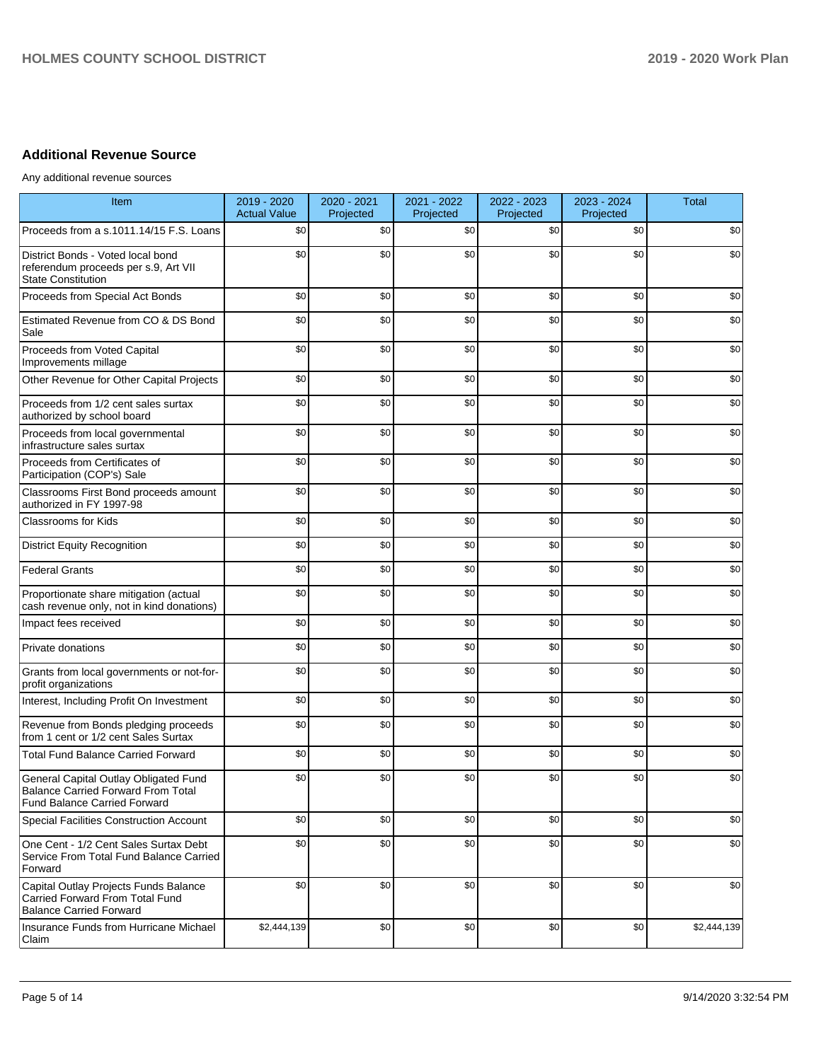## Additional Revenue Source

Any additional revenue sources

| Item | 2019 - 2020 Actual Value | 2020 - 2021 Projected | 2021 - 2022 Projected | 2022 - 2023 Projected | 2023 - 2024 Projected | Total |
|---|---|---|---|---|---|---|
| Proceeds from a s.1011.14/15 F.S. Loans | $0 | $0 | $0 | $0 | $0 | $0 |
| District Bonds - Voted local bond referendum proceeds per s.9, Art VII State Constitution | $0 | $0 | $0 | $0 | $0 | $0 |
| Proceeds from Special Act Bonds | $0 | $0 | $0 | $0 | $0 | $0 |
| Estimated Revenue from CO & DS Bond Sale | $0 | $0 | $0 | $0 | $0 | $0 |
| Proceeds from Voted Capital Improvements millage | $0 | $0 | $0 | $0 | $0 | $0 |
| Other Revenue for Other Capital Projects | $0 | $0 | $0 | $0 | $0 | $0 |
| Proceeds from 1/2 cent sales surtax authorized by school board | $0 | $0 | $0 | $0 | $0 | $0 |
| Proceeds from local governmental infrastructure sales surtax | $0 | $0 | $0 | $0 | $0 | $0 |
| Proceeds from Certificates of Participation (COP's) Sale | $0 | $0 | $0 | $0 | $0 | $0 |
| Classrooms First Bond proceeds amount authorized in FY 1997-98 | $0 | $0 | $0 | $0 | $0 | $0 |
| Classrooms for Kids | $0 | $0 | $0 | $0 | $0 | $0 |
| District Equity Recognition | $0 | $0 | $0 | $0 | $0 | $0 |
| Federal Grants | $0 | $0 | $0 | $0 | $0 | $0 |
| Proportionate share mitigation (actual cash revenue only, not in kind donations) | $0 | $0 | $0 | $0 | $0 | $0 |
| Impact fees received | $0 | $0 | $0 | $0 | $0 | $0 |
| Private donations | $0 | $0 | $0 | $0 | $0 | $0 |
| Grants from local governments or not-for-profit organizations | $0 | $0 | $0 | $0 | $0 | $0 |
| Interest, Including Profit On Investment | $0 | $0 | $0 | $0 | $0 | $0 |
| Revenue from Bonds pledging proceeds from 1 cent or 1/2 cent Sales Surtax | $0 | $0 | $0 | $0 | $0 | $0 |
| Total Fund Balance Carried Forward | $0 | $0 | $0 | $0 | $0 | $0 |
| General Capital Outlay Obligated Fund Balance Carried Forward From Total Fund Balance Carried Forward | $0 | $0 | $0 | $0 | $0 | $0 |
| Special Facilities Construction Account | $0 | $0 | $0 | $0 | $0 | $0 |
| One Cent - 1/2 Cent Sales Surtax Debt Service From Total Fund Balance Carried Forward | $0 | $0 | $0 | $0 | $0 | $0 |
| Capital Outlay Projects Funds Balance Carried Forward From Total Fund Balance Carried Forward | $0 | $0 | $0 | $0 | $0 | $0 |
| Insurance Funds from Hurricane Michael Claim | $2,444,139 | $0 | $0 | $0 | $0 | $2,444,139 |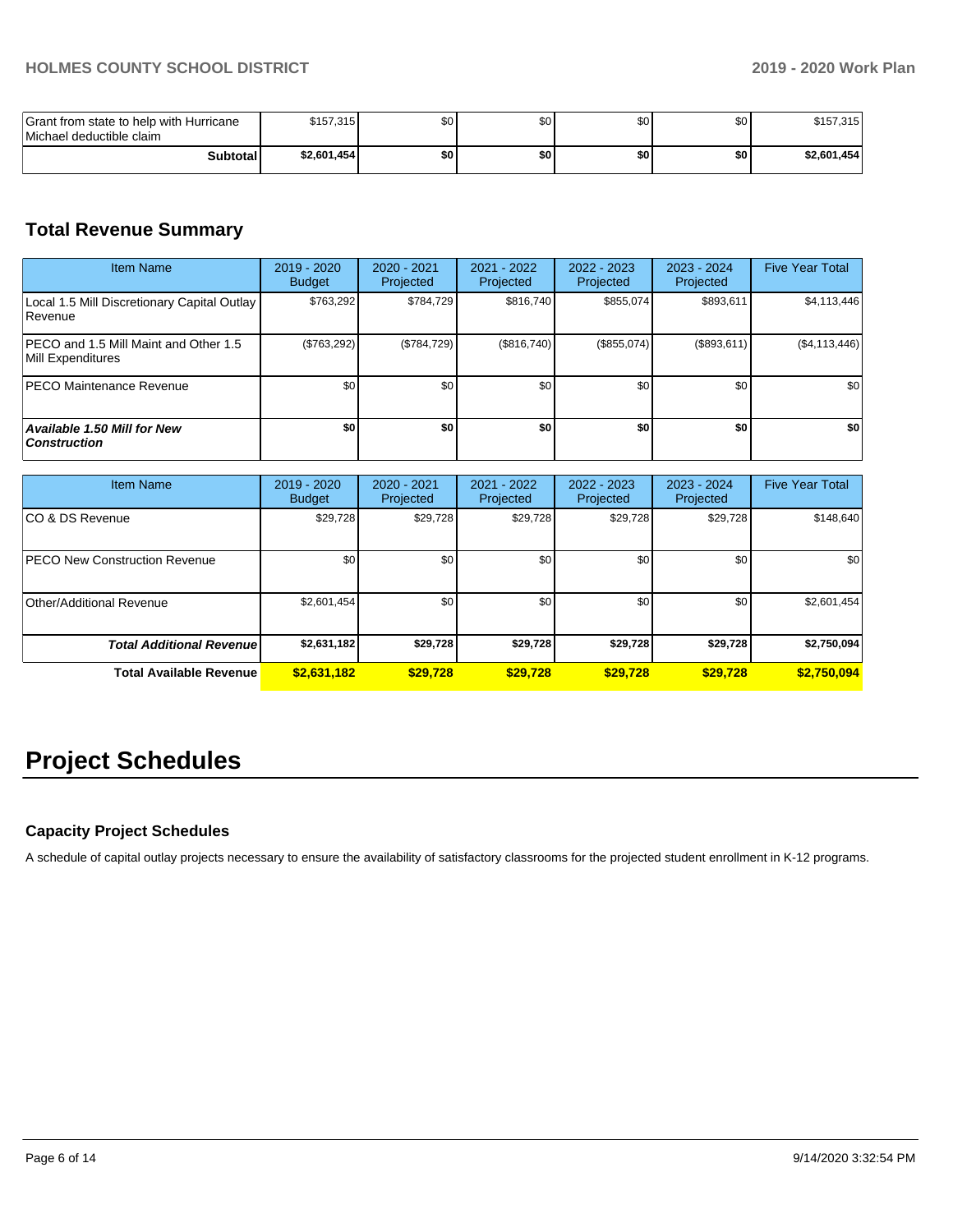| | | | | | | |
|---|---|---|---|---|---|---|
| Grant from state to help with Hurricane Michael deductible claim | $157,315 | $0 | $0 | $0 | $0 | $157,315 |
| **Subtotal** | **$2,601,454** | **$0** | **$0** | **$0** | **$0** | **$2,601,454** |

## Total Revenue Summary

| Item Name | 2019 - 2020 Budget | 2020 - 2021 Projected | 2021 - 2022 Projected | 2022 - 2023 Projected | 2023 - 2024 Projected | Five Year Total |
|---|---|---|---|---|---|---|
| Local 1.5 Mill Discretionary Capital Outlay Revenue | $763,292 | $784,729 | $816,740 | $855,074 | $893,611 | $4,113,446 |
| PECO and 1.5 Mill Maint and Other 1.5 Mill Expenditures | ($763,292) | ($784,729) | ($816,740) | ($855,074) | ($893,611) | ($4,113,446) |
| PECO Maintenance Revenue | $0 | $0 | $0 | $0 | $0 | $0 |
| ***Available 1.50 Mill for New Construction*** | **$0** | **$0** | **$0** | **$0** | **$0** | **$0** |

| Item Name | 2019 - 2020 Budget | 2020 - 2021 Projected | 2021 - 2022 Projected | 2022 - 2023 Projected | 2023 - 2024 Projected | Five Year Total |
|---|---|---|---|---|---|---|
| CO & DS Revenue | $29,728 | $29,728 | $29,728 | $29,728 | $29,728 | $148,640 |
| PECO New Construction Revenue | $0 | $0 | $0 | $0 | $0 | $0 |
| Other/Additional Revenue | $2,601,454 | $0 | $0 | $0 | $0 | $2,601,454 |
| ***Total Additional Revenue*** | **$2,631,182** | **$29,728** | **$29,728** | **$29,728** | **$29,728** | **$2,750,094** |
| **Total Available Revenue** | **$2,631,182** | **$29,728** | **$29,728** | **$29,728** | **$29,728** | **$2,750,094** |

# Project Schedules

### Capacity Project Schedules

A schedule of capital outlay projects necessary to ensure the availability of satisfactory classrooms for the projected student enrollment in K-12 programs.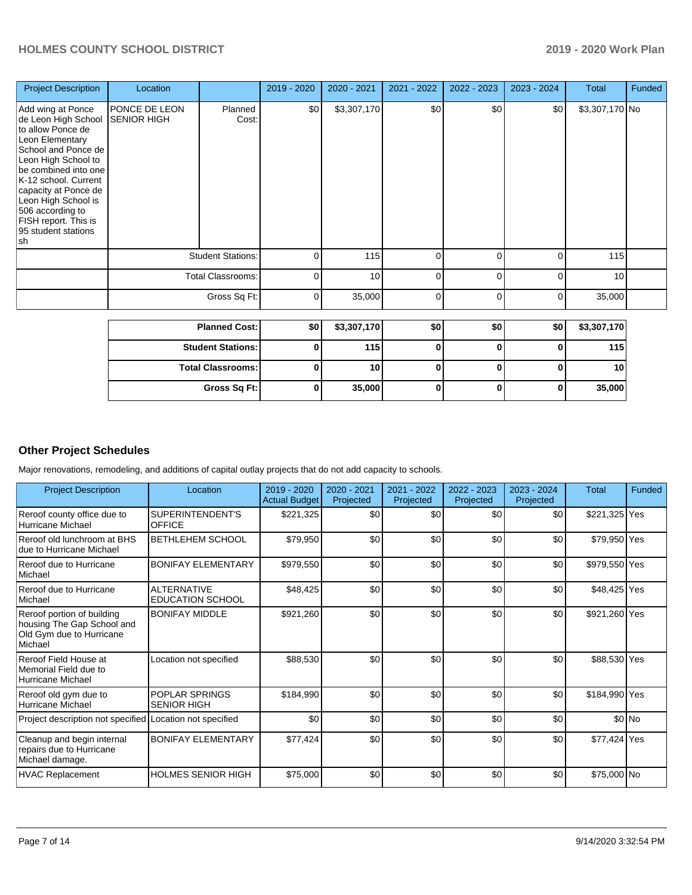| Project Description | Location | | 2019 - 2020 | 2020 - 2021 | 2021 - 2022 | 2022 - 2023 | 2023 - 2024 | Total | Funded |
|---|---|---|---|---|---|---|---|---|---|
| Add wing at Ponce de Leon High School to allow Ponce de Leon Elementary School and Ponce de Leon High School to be combined into one K-12 school. Current capacity at Ponce de Leon High School is 506 according to FISH report. This is 95 student stations sh | PONCE DE LEON SENIOR HIGH | Planned Cost: | $0 | $3,307,170 | $0 | $0 | $0 | $3,307,170 | No |
| | | Student Stations: | 0 | 115 | 0 | 0 | 0 | 115 | |
| | | Total Classrooms: | 0 | 10 | 0 | 0 | 0 | 10 | |
| | | Gross Sq Ft: | 0 | 35,000 | 0 | 0 | 0 | 35,000 | |

| | 2019 - 2020 | 2020 - 2021 | 2021 - 2022 | 2022 - 2023 | 2023 - 2024 | Total |
|---|---|---|---|---|---|---|
| **Planned Cost:** | **$0** | **$3,307,170** | **$0** | **$0** | **$0** | **$3,307,170** |
| **Student Stations:** | **0** | **115** | **0** | **0** | **0** | **115** |
| **Total Classrooms:** | **0** | **10** | **0** | **0** | **0** | **10** |
| **Gross Sq Ft:** | **0** | **35,000** | **0** | **0** | **0** | **35,000** |

## Other Project Schedules

Major renovations, remodeling, and additions of capital outlay projects that do not add capacity to schools.

| Project Description | Location | 2019 - 2020 Actual Budget | 2020 - 2021 Projected | 2021 - 2022 Projected | 2022 - 2023 Projected | 2023 - 2024 Projected | Total | Funded |
|---|---|---|---|---|---|---|---|---|
| Reroof county office due to Hurricane Michael | SUPERINTENDENT'S OFFICE | $221,325 | $0 | $0 | $0 | $0 | $221,325 | Yes |
| Reroof old lunchroom at BHS due to Hurricane Michael | BETHLEHEM SCHOOL | $79,950 | $0 | $0 | $0 | $0 | $79,950 | Yes |
| Reroof due to Hurricane Michael | BONIFAY ELEMENTARY | $979,550 | $0 | $0 | $0 | $0 | $979,550 | Yes |
| Reroof due to Hurricane Michael | ALTERNATIVE EDUCATION SCHOOL | $48,425 | $0 | $0 | $0 | $0 | $48,425 | Yes |
| Reroof portion of building housing The Gap School and Old Gym due to Hurricane Michael | BONIFAY MIDDLE | $921,260 | $0 | $0 | $0 | $0 | $921,260 | Yes |
| Reroof Field House at Memorial Field due to Hurricane Michael | Location not specified | $88,530 | $0 | $0 | $0 | $0 | $88,530 | Yes |
| Reroof old gym due to Hurricane Michael | POPLAR SPRINGS SENIOR HIGH | $184,990 | $0 | $0 | $0 | $0 | $184,990 | Yes |
| Project description not specified | Location not specified | $0 | $0 | $0 | $0 | $0 | $0 | No |
| Cleanup and begin internal repairs due to Hurricane Michael damage. | BONIFAY ELEMENTARY | $77,424 | $0 | $0 | $0 | $0 | $77,424 | Yes |
| HVAC Replacement | HOLMES SENIOR HIGH | $75,000 | $0 | $0 | $0 | $0 | $75,000 | No |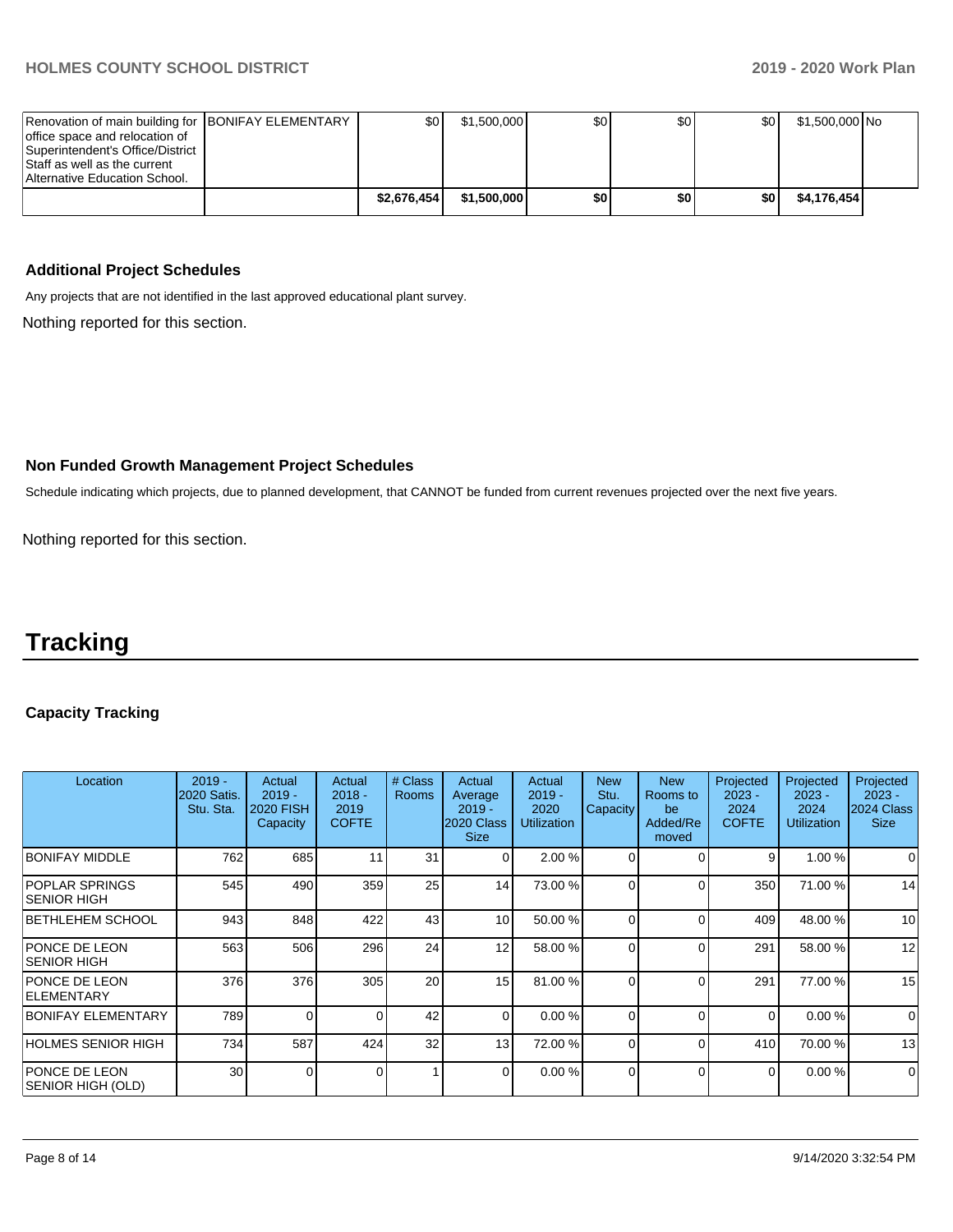| Renovation of main building for office space and relocation of Superintendent's Office/District Staff as well as the current Alternative Education School. | BONIFAY ELEMENTARY | $0 | $1,500,000 | $0 | $0 | $0 | $1,500,000 | No |
|---|---|---|---|---|---|---|---|---|
| | | **$2,676,454** | **$1,500,000** | **$0** | **$0** | **$0** | **$4,176,454** | |

### Additional Project Schedules

Any projects that are not identified in the last approved educational plant survey.

Nothing reported for this section.

### Non Funded Growth Management Project Schedules

Schedule indicating which projects, due to planned development, that CANNOT be funded from current revenues projected over the next five years.

Nothing reported for this section.

# Tracking

### Capacity Tracking

| Location | 2019 - 2020 Satis. Stu. Sta. | Actual 2019 - 2020 FISH Capacity | Actual 2018 - 2019 COFTE | # Class Rooms | Actual Average 2019 - 2020 Class Size | Actual 2019 - 2020 Utilization | New Stu. Capacity | New Rooms to be Added/Removed | Projected 2023 - 2024 COFTE | Projected 2023 - 2024 Utilization | Projected 2023 - 2024 Class Size |
|---|---|---|---|---|---|---|---|---|---|---|---|
| BONIFAY MIDDLE | 762 | 685 | 11 | 31 | 0 | 2.00 % | 0 | 0 | 9 | 1.00 % | 0 |
| POPLAR SPRINGS SENIOR HIGH | 545 | 490 | 359 | 25 | 14 | 73.00 % | 0 | 0 | 350 | 71.00 % | 14 |
| BETHLEHEM SCHOOL | 943 | 848 | 422 | 43 | 10 | 50.00 % | 0 | 0 | 409 | 48.00 % | 10 |
| PONCE DE LEON SENIOR HIGH | 563 | 506 | 296 | 24 | 12 | 58.00 % | 0 | 0 | 291 | 58.00 % | 12 |
| PONCE DE LEON ELEMENTARY | 376 | 376 | 305 | 20 | 15 | 81.00 % | 0 | 0 | 291 | 77.00 % | 15 |
| BONIFAY ELEMENTARY | 789 | 0 | 0 | 42 | 0 | 0.00 % | 0 | 0 | 0 | 0.00 % | 0 |
| HOLMES SENIOR HIGH | 734 | 587 | 424 | 32 | 13 | 72.00 % | 0 | 0 | 410 | 70.00 % | 13 |
| PONCE DE LEON SENIOR HIGH (OLD) | 30 | 0 | 0 | 1 | 0 | 0.00 % | 0 | 0 | 0 | 0.00 % | 0 |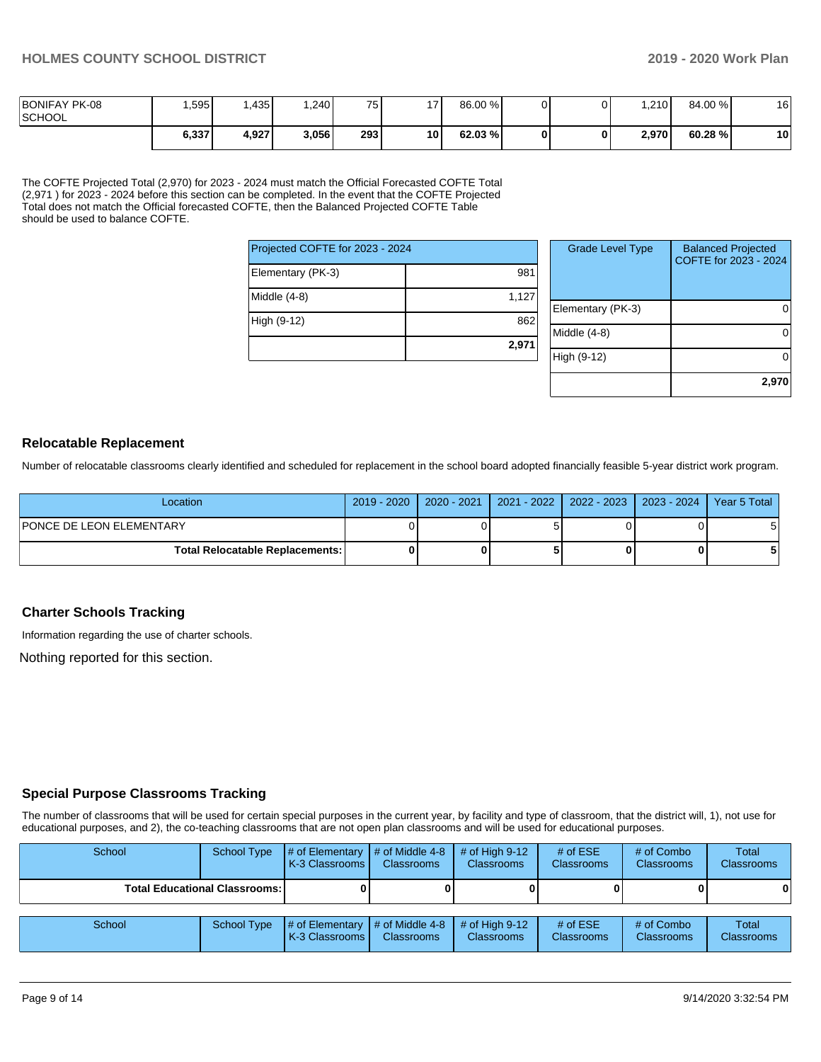| | | | | | | | | | | | |
|---|---|---|---|---|---|---|---|---|---|---|---|
| BONIFAY PK-08 SCHOOL | 1,595 | 1,435 | 1,240 | 75 | 17 | 86.00 % | 0 | 0 | 1,210 | 84.00 % | 16 |
| | **6,337** | **4,927** | **3,056** | **293** | **10** | **62.03 %** | **0** | **0** | **2,970** | **60.28 %** | **10** |

The COFTE Projected Total (2,970) for 2023 - 2024 must match the Official Forecasted COFTE Total (2,971 ) for 2023 - 2024 before this section can be completed. In the event that the COFTE Projected Total does not match the Official forecasted COFTE, then the Balanced Projected COFTE Table should be used to balance COFTE.

| Projected COFTE for 2023 - 2024 | |
|---|---|
| Elementary (PK-3) | 981 |
| Middle (4-8) | 1,127 |
| High (9-12) | 862 |
| | **2,971** |

| Grade Level Type | Balanced Projected COFTE for 2023 - 2024 |
|---|---|
| Elementary (PK-3) | 0 |
| Middle (4-8) | 0 |
| High (9-12) | 0 |
| | **2,970** |

## Relocatable Replacement

Number of relocatable classrooms clearly identified and scheduled for replacement in the school board adopted financially feasible 5-year district work program.

| Location | 2019 - 2020 | 2020 - 2021 | 2021 - 2022 | 2022 - 2023 | 2023 - 2024 | Year 5 Total |
|---|---|---|---|---|---|---|
| PONCE DE LEON ELEMENTARY | 0 | 0 | 5 | 0 | 0 | 5 |
| **Total Relocatable Replacements:** | **0** | **0** | **5** | **0** | **0** | **5** |

## Charter Schools Tracking

Information regarding the use of charter schools.

Nothing reported for this section.

## Special Purpose Classrooms Tracking

The number of classrooms that will be used for certain special purposes in the current year, by facility and type of classroom, that the district will, 1), not use for educational purposes, and 2), the co-teaching classrooms that are not open plan classrooms and will be used for educational purposes.

| School | School Type | # of Elementary K-3 Classrooms | # of Middle 4-8 Classrooms | # of High 9-12 Classrooms | # of ESE Classrooms | # of Combo Classrooms | Total Classrooms |
|---|---|---|---|---|---|---|---|
| **Total Educational Classrooms:** | | **0** | **0** | **0** | **0** | **0** | **0** |

| School | School Type | # of Elementary K-3 Classrooms | # of Middle 4-8 Classrooms | # of High 9-12 Classrooms | # of ESE Classrooms | # of Combo Classrooms | Total Classrooms |
|---|---|---|---|---|---|---|---|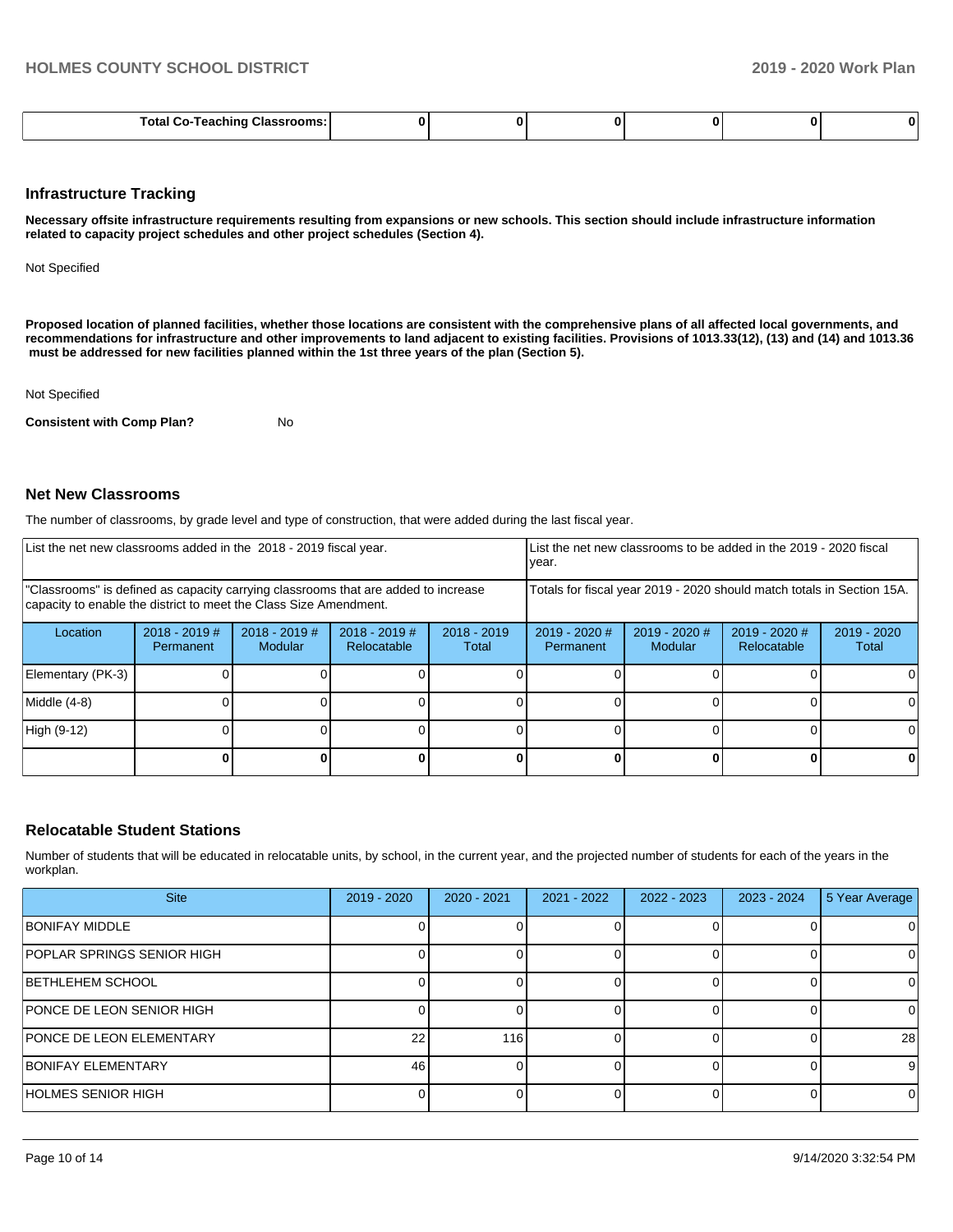| Total Co-Teaching Classrooms: | 0 | 0 | 0 | 0 | 0 | 0 |
|---|---|---|---|---|---|---|

## Infrastructure Tracking

**Necessary offsite infrastructure requirements resulting from expansions or new schools. This section should include infrastructure information related to capacity project schedules and other project schedules (Section 4).**

Not Specified

**Proposed location of planned facilities, whether those locations are consistent with the comprehensive plans of all affected local governments, and recommendations for infrastructure and other improvements to land adjacent to existing facilities. Provisions of 1013.33(12), (13) and (14) and 1013.36 must be addressed for new facilities planned within the 1st three years of the plan (Section 5).**

Not Specified

**Consistent with Comp Plan?** No

## Net New Classrooms

The number of classrooms, by grade level and type of construction, that were added during the last fiscal year.

| List the net new classrooms added in the 2018 - 2019 fiscal year. | | | | | List the net new classrooms to be added in the 2019 - 2020 fiscal year. | | | |
|---|---|---|---|---|---|---|---|---|
| "Classrooms" is defined as capacity carrying classrooms that are added to increase capacity to enable the district to meet the Class Size Amendment. | | | | | Totals for fiscal year 2019 - 2020 should match totals in Section 15A. | | | |
| Location | 2018 - 2019 # Permanent | 2018 - 2019 # Modular | 2018 - 2019 # Relocatable | 2018 - 2019 Total | 2019 - 2020 # Permanent | 2019 - 2020 # Modular | 2019 - 2020 # Relocatable | 2019 - 2020 Total |
| Elementary (PK-3) | 0 | 0 | 0 | 0 | 0 | 0 | 0 | 0 |
| Middle (4-8) | 0 | 0 | 0 | 0 | 0 | 0 | 0 | 0 |
| High (9-12) | 0 | 0 | 0 | 0 | 0 | 0 | 0 | 0 |
| | **0** | **0** | **0** | **0** | **0** | **0** | **0** | **0** |

## Relocatable Student Stations

Number of students that will be educated in relocatable units, by school, in the current year, and the projected number of students for each of the years in the workplan.

| Site | 2019 - 2020 | 2020 - 2021 | 2021 - 2022 | 2022 - 2023 | 2023 - 2024 | 5 Year Average |
|---|---|---|---|---|---|---|
| BONIFAY MIDDLE | 0 | 0 | 0 | 0 | 0 | 0 |
| POPLAR SPRINGS SENIOR HIGH | 0 | 0 | 0 | 0 | 0 | 0 |
| BETHLEHEM SCHOOL | 0 | 0 | 0 | 0 | 0 | 0 |
| PONCE DE LEON SENIOR HIGH | 0 | 0 | 0 | 0 | 0 | 0 |
| PONCE DE LEON ELEMENTARY | 22 | 116 | 0 | 0 | 0 | 28 |
| BONIFAY ELEMENTARY | 46 | 0 | 0 | 0 | 0 | 9 |
| HOLMES SENIOR HIGH | 0 | 0 | 0 | 0 | 0 | 0 |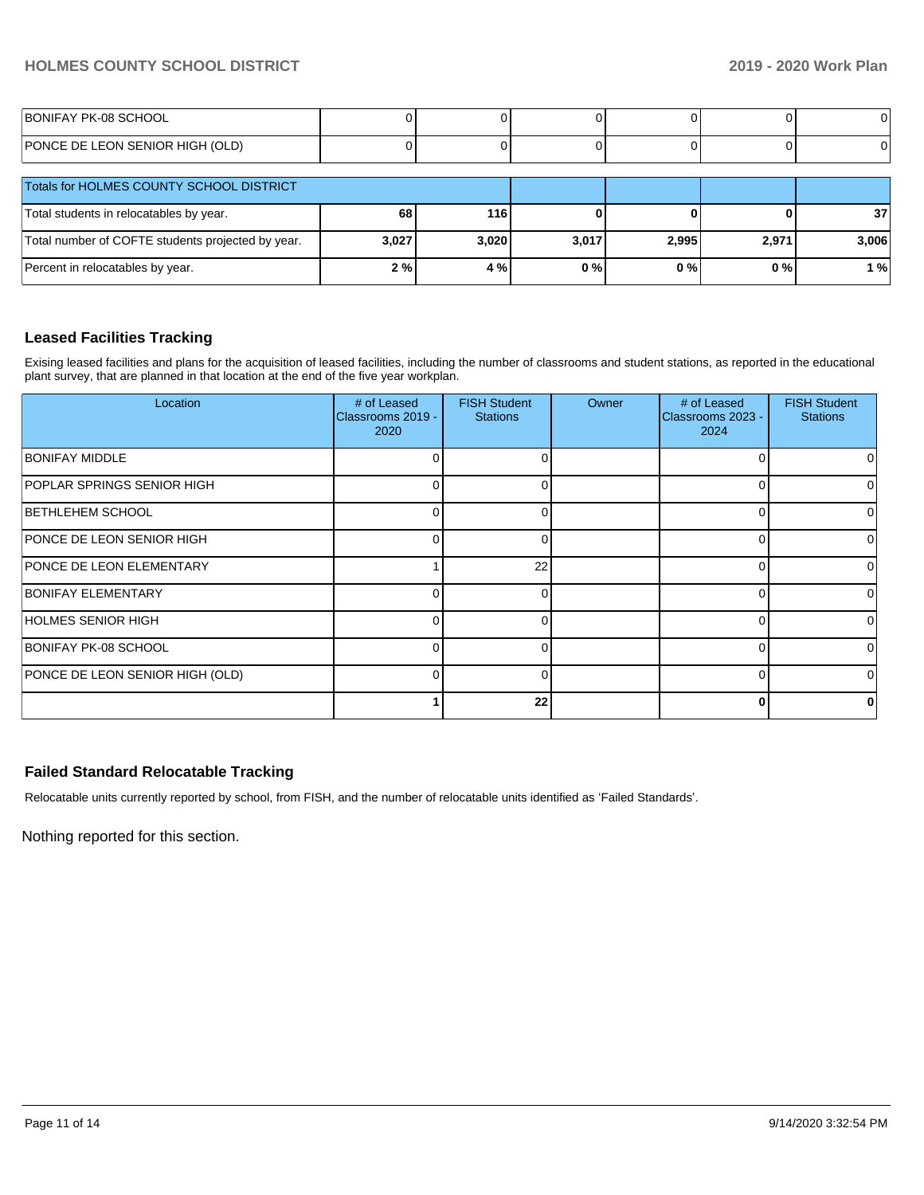| | | | | | | |
|---|---|---|---|---|---|---|
| BONIFAY PK-08 SCHOOL | 0 | 0 | 0 | 0 | 0 | 0 |
| PONCE DE LEON SENIOR HIGH (OLD) | 0 | 0 | 0 | 0 | 0 | 0 |

| Totals for HOLMES COUNTY SCHOOL DISTRICT | | | | | | |
|---|---|---|---|---|---|---|
| Total students in relocatables by year. | **68** | **116** | **0** | **0** | **0** | **37** |
| Total number of COFTE students projected by year. | **3,027** | **3,020** | **3,017** | **2,995** | **2,971** | **3,006** |
| Percent in relocatables by year. | **2 %** | **4 %** | **0 %** | **0 %** | **0 %** | **1 %** |

## Leased Facilities Tracking

Exising leased facilities and plans for the acquisition of leased facilities, including the number of classrooms and student stations, as reported in the educational plant survey, that are planned in that location at the end of the five year workplan.

| Location | # of Leased Classrooms 2019 - 2020 | FISH Student Stations | Owner | # of Leased Classrooms 2023 - 2024 | FISH Student Stations |
|---|---|---|---|---|---|
| BONIFAY MIDDLE | 0 | 0 | | 0 | 0 |
| POPLAR SPRINGS SENIOR HIGH | 0 | 0 | | 0 | 0 |
| BETHLEHEM SCHOOL | 0 | 0 | | 0 | 0 |
| PONCE DE LEON SENIOR HIGH | 0 | 0 | | 0 | 0 |
| PONCE DE LEON ELEMENTARY | 1 | 22 | | 0 | 0 |
| BONIFAY ELEMENTARY | 0 | 0 | | 0 | 0 |
| HOLMES SENIOR HIGH | 0 | 0 | | 0 | 0 |
| BONIFAY PK-08 SCHOOL | 0 | 0 | | 0 | 0 |
| PONCE DE LEON SENIOR HIGH (OLD) | 0 | 0 | | 0 | 0 |
| | **1** | **22** | | **0** | **0** |

## Failed Standard Relocatable Tracking

Relocatable units currently reported by school, from FISH, and the number of relocatable units identified as 'Failed Standards'.

Nothing reported for this section.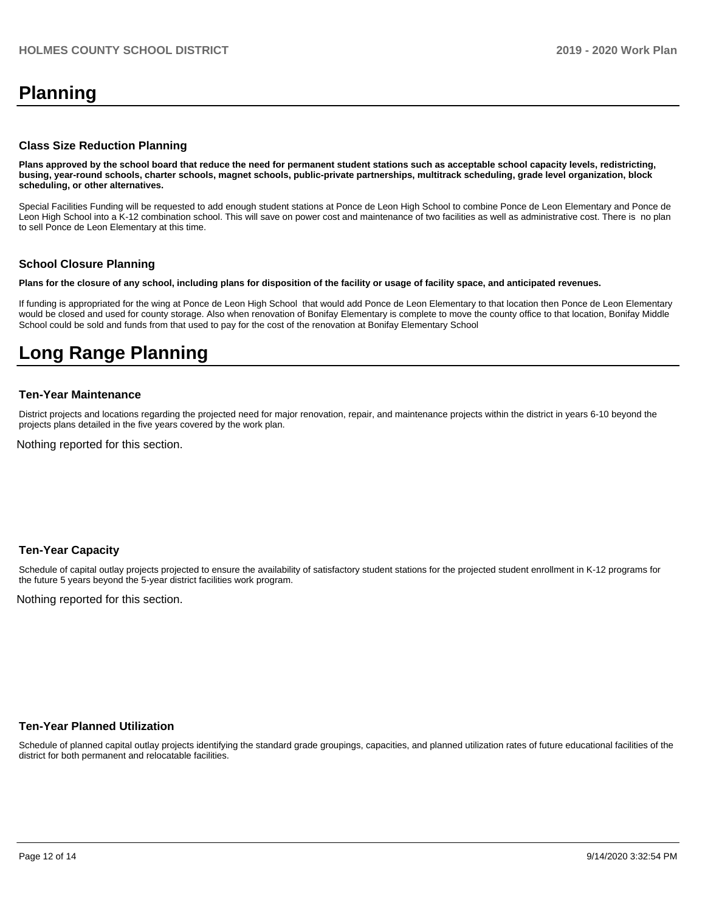# Planning

### Class Size Reduction Planning

**Plans approved by the school board that reduce the need for permanent student stations such as acceptable school capacity levels, redistricting, busing, year-round schools, charter schools, magnet schools, public-private partnerships, multitrack scheduling, grade level organization, block scheduling, or other alternatives.**

Special Facilities Funding will be requested to add enough student stations at Ponce de Leon High School to combine Ponce de Leon Elementary and Ponce de Leon High School into a K-12 combination school. This will save on power cost and maintenance of two facilities as well as administrative cost. There is no plan to sell Ponce de Leon Elementary at this time.

### School Closure Planning

**Plans for the closure of any school, including plans for disposition of the facility or usage of facility space, and anticipated revenues.**

If funding is appropriated for the wing at Ponce de Leon High School that would add Ponce de Leon Elementary to that location then Ponce de Leon Elementary would be closed and used for county storage. Also when renovation of Bonifay Elementary is complete to move the county office to that location, Bonifay Middle School could be sold and funds from that used to pay for the cost of the renovation at Bonifay Elementary School

# Long Range Planning

### Ten-Year Maintenance

District projects and locations regarding the projected need for major renovation, repair, and maintenance projects within the district in years 6-10 beyond the projects plans detailed in the five years covered by the work plan.

Nothing reported for this section.

### Ten-Year Capacity

Schedule of capital outlay projects projected to ensure the availability of satisfactory student stations for the projected student enrollment in K-12 programs for the future 5 years beyond the 5-year district facilities work program.

Nothing reported for this section.

### Ten-Year Planned Utilization

Schedule of planned capital outlay projects identifying the standard grade groupings, capacities, and planned utilization rates of future educational facilities of the district for both permanent and relocatable facilities.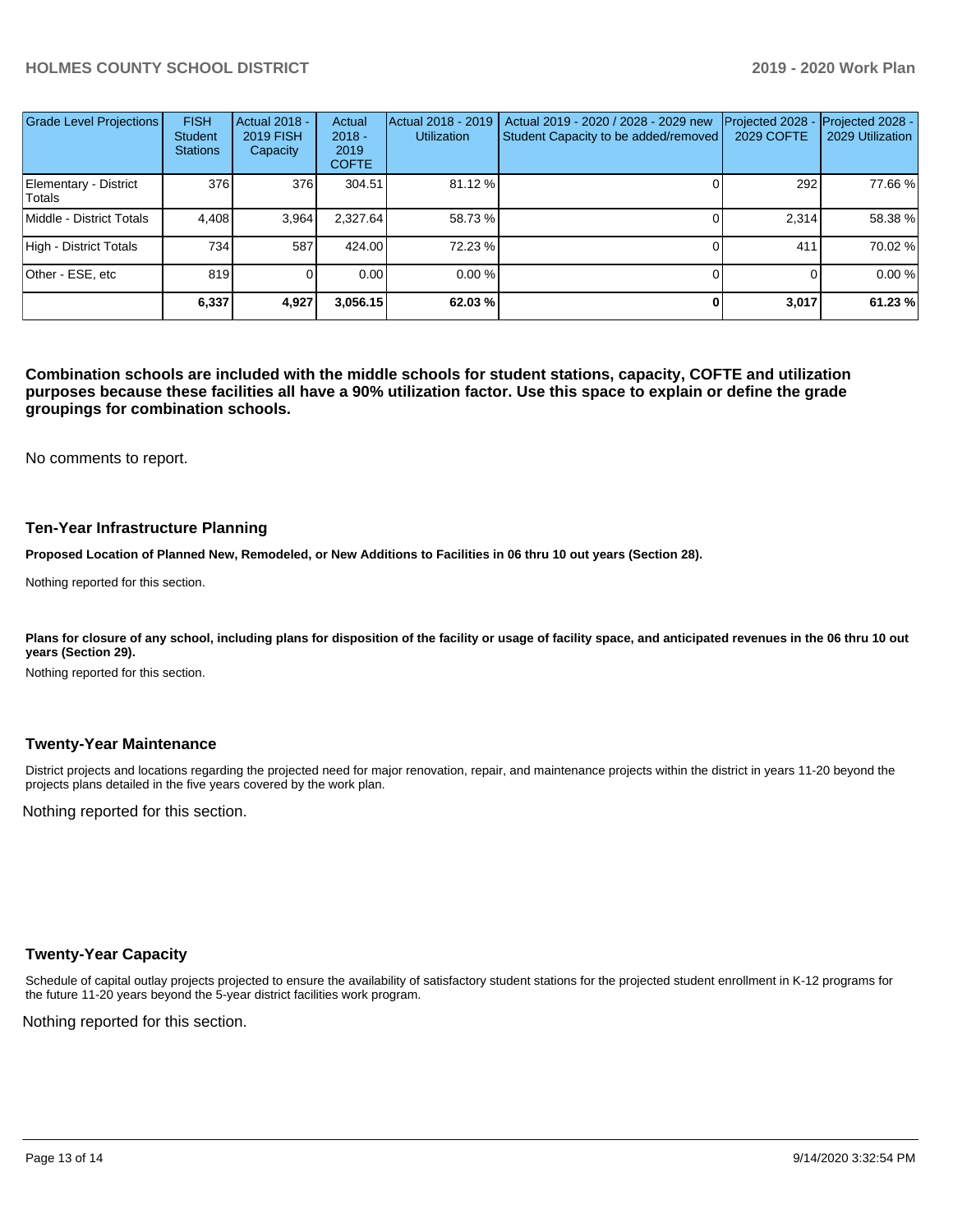| Grade Level Projections | FISH Student Stations | Actual 2018 - 2019 FISH Capacity | Actual 2018 - 2019 COFTE | Actual 2018 - 2019 Utilization | Actual 2019 - 2020 / 2028 - 2029 new Student Capacity to be added/removed | Projected 2028 - 2029 COFTE | Projected 2028 - 2029 Utilization |
|---|---|---|---|---|---|---|---|
| Elementary - District Totals | 376 | 376 | 304.51 | 81.12 % | 0 | 292 | 77.66 % |
| Middle - District Totals | 4,408 | 3,964 | 2,327.64 | 58.73 % | 0 | 2,314 | 58.38 % |
| High - District Totals | 734 | 587 | 424.00 | 72.23 % | 0 | 411 | 70.02 % |
| Other - ESE, etc | 819 | 0 | 0.00 | 0.00 % | 0 | 0 | 0.00 % |
| | **6,337** | **4,927** | **3,056.15** | **62.03 %** | **0** | **3,017** | **61.23 %** |

**Combination schools are included with the middle schools for student stations, capacity, COFTE and utilization purposes because these facilities all have a 90% utilization factor. Use this space to explain or define the grade groupings for combination schools.**

No comments to report.

## Ten-Year Infrastructure Planning

**Proposed Location of Planned New, Remodeled, or New Additions to Facilities in 06 thru 10 out years (Section 28).**

Nothing reported for this section.

**Plans for closure of any school, including plans for disposition of the facility or usage of facility space, and anticipated revenues in the 06 thru 10 out years (Section 29).**

Nothing reported for this section.

## Twenty-Year Maintenance

District projects and locations regarding the projected need for major renovation, repair, and maintenance projects within the district in years 11-20 beyond the projects plans detailed in the five years covered by the work plan.

Nothing reported for this section.

## Twenty-Year Capacity

Schedule of capital outlay projects projected to ensure the availability of satisfactory student stations for the projected student enrollment in K-12 programs for the future 11-20 years beyond the 5-year district facilities work program.

Nothing reported for this section.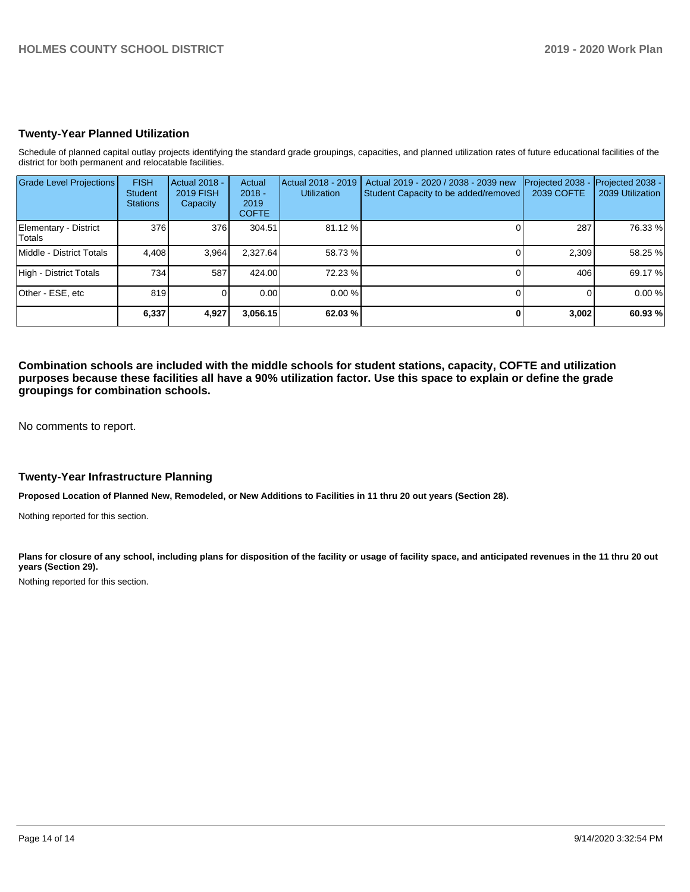## Twenty-Year Planned Utilization

Schedule of planned capital outlay projects identifying the standard grade groupings, capacities, and planned utilization rates of future educational facilities of the district for both permanent and relocatable facilities.

| Grade Level Projections | FISH Student Stations | Actual 2018 - 2019 FISH Capacity | Actual 2018 - 2019 COFTE | Actual 2018 - 2019 Utilization | Actual 2019 - 2020 / 2038 - 2039 new Student Capacity to be added/removed | Projected 2038 - 2039 COFTE | Projected 2038 - 2039 Utilization |
|---|---|---|---|---|---|---|---|
| Elementary - District Totals | 376 | 376 | 304.51 | 81.12 % | 0 | 287 | 76.33 % |
| Middle - District Totals | 4,408 | 3,964 | 2,327.64 | 58.73 % | 0 | 2,309 | 58.25 % |
| High - District Totals | 734 | 587 | 424.00 | 72.23 % | 0 | 406 | 69.17 % |
| Other - ESE, etc | 819 | 0 | 0.00 | 0.00 % | 0 | 0 | 0.00 % |
| | **6,337** | **4,927** | **3,056.15** | **62.03 %** | **0** | **3,002** | **60.93 %** |

**Combination schools are included with the middle schools for student stations, capacity, COFTE and utilization purposes because these facilities all have a 90% utilization factor. Use this space to explain or define the grade groupings for combination schools.**

No comments to report.

## Twenty-Year Infrastructure Planning

**Proposed Location of Planned New, Remodeled, or New Additions to Facilities in 11 thru 20 out years (Section 28).**

Nothing reported for this section.

**Plans for closure of any school, including plans for disposition of the facility or usage of facility space, and anticipated revenues in the 11 thru 20 out years (Section 29).**

Nothing reported for this section.